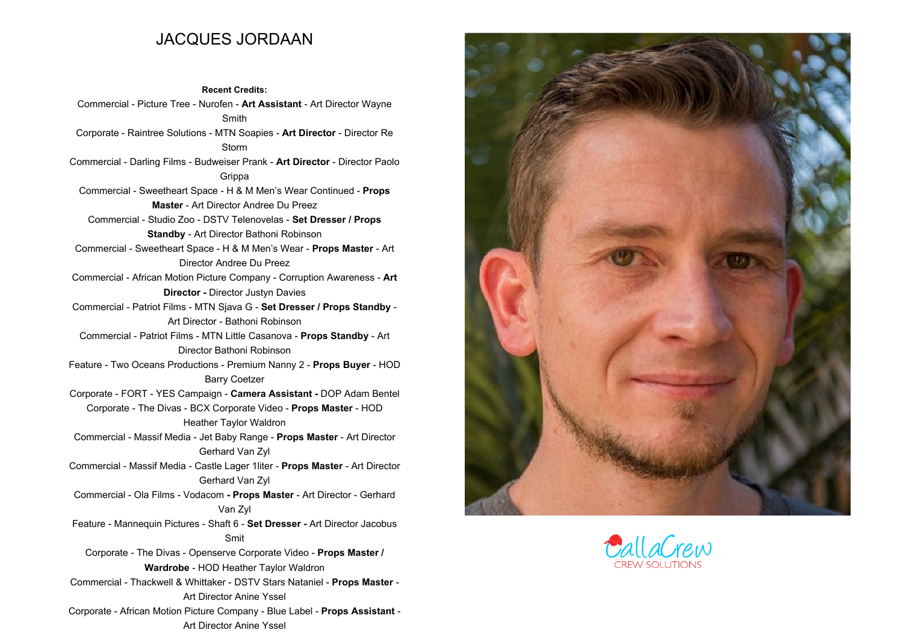# JACQUES JORDAAN

**Recent Credits:**

Commercial - Picture Tree - Nurofen - **Art Assistant** - Art Director Wayne Smith

Corporate - Raintree Solutions - MTN Soapies - **Art Director** - Director Re Storm

Commercial - Darling Films - Budweiser Prank - **Art Director** - Director Paolo Grippa

Commercial - Sweetheart Space - H & M Men's Wear Continued - **Props Master** - Art Director Andree Du Preez

Commercial - Studio Zoo - DSTV Telenovelas - **Set Dresser / Props Standby** - Art Director Bathoni Robinson

Commercial - Sweetheart Space - H & M Men's Wear - **Props Master** - Art Director Andree Du Preez

Commercial - African Motion Picture Company - Corruption Awareness - **Art Director -** Director Justyn Davies

Commercial - Patriot Films - MTN Sjava G - **Set Dresser / Props Standby** - Art Director - Bathoni Robinson

Commercial - Patriot Films - MTN Little Casanova - **Props Standby** - Art Director Bathoni Robinson

Feature - Two Oceans Productions - Premium Nanny 2 - **Props Buyer** - HOD Barry Coetzer

Corporate - FORT - YES Campaign - **Camera Assistant -** DOP Adam Bentel

Corporate - The Divas - BCX Corporate Video - **Props Master** - HOD Heather Taylor Waldron

Commercial - Massif Media - Jet Baby Range - **Props Master** - Art Director Gerhard Van Zyl

Commercial - Massif Media - Castle Lager 1liter - **Props Master** - Art Director Gerhard Van Zyl

Commercial - Ola Films - Vodacom **- Props Master** - Art Director - Gerhard Van Zyl

Feature - Mannequin Pictures - Shaft 6 - **Set Dresser -** Art Director Jacobus Smit

Corporate - The Divas - Openserve Corporate Video - **Props Master / Wardrobe** - HOD Heather Taylor Waldron

Commercial - Thackwell & Whittaker - DSTV Stars Nataniel - **Props Master** - Art Director Anine Yssel

Corporate - African Motion Picture Company - Blue Label - **Props Assistant** - Art Director Anine Yssel

CallaCrew CREW SOLUTIONS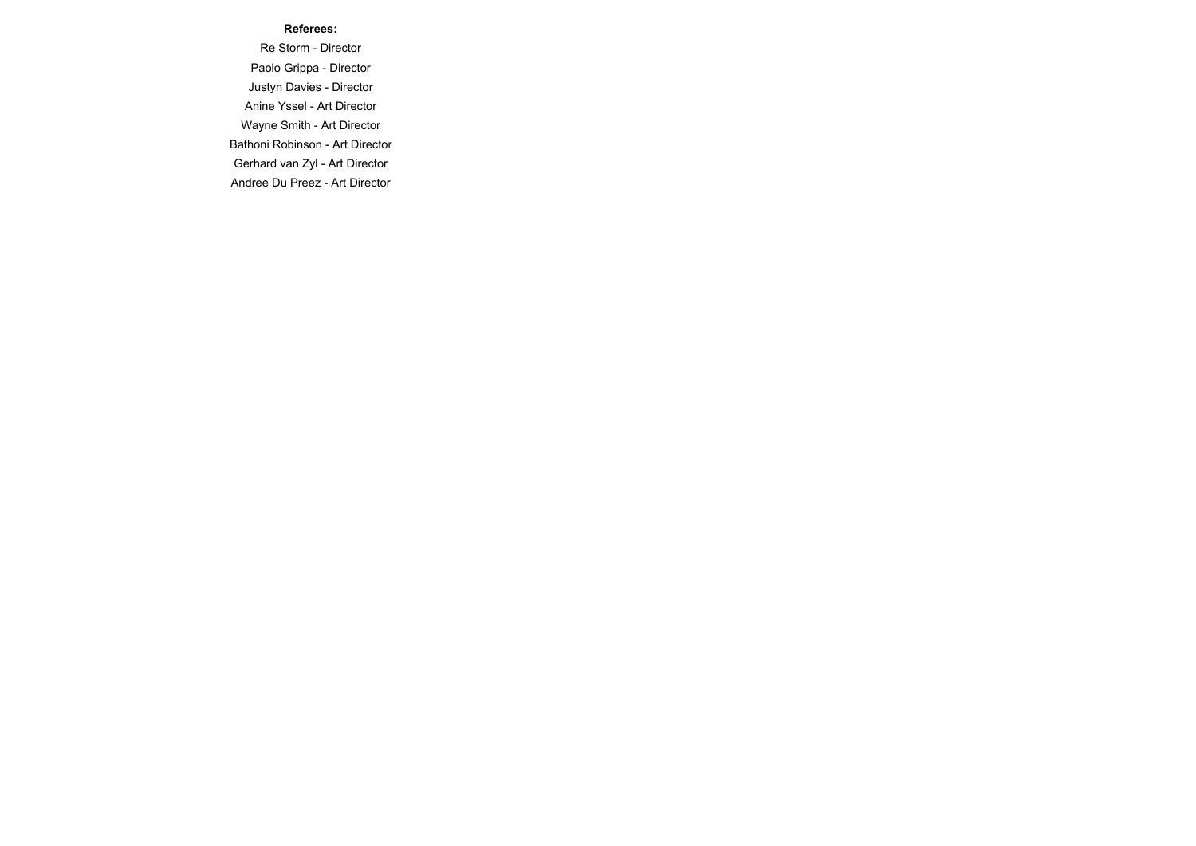**Referees:**

Re Storm - Director

Paolo Grippa - Director

Justyn Davies - Director

Anine Yssel - Art Director

Wayne Smith - Art Director

Bathoni Robinson - Art Director

Gerhard van Zyl - Art Director

Andree Du Preez - Art Director